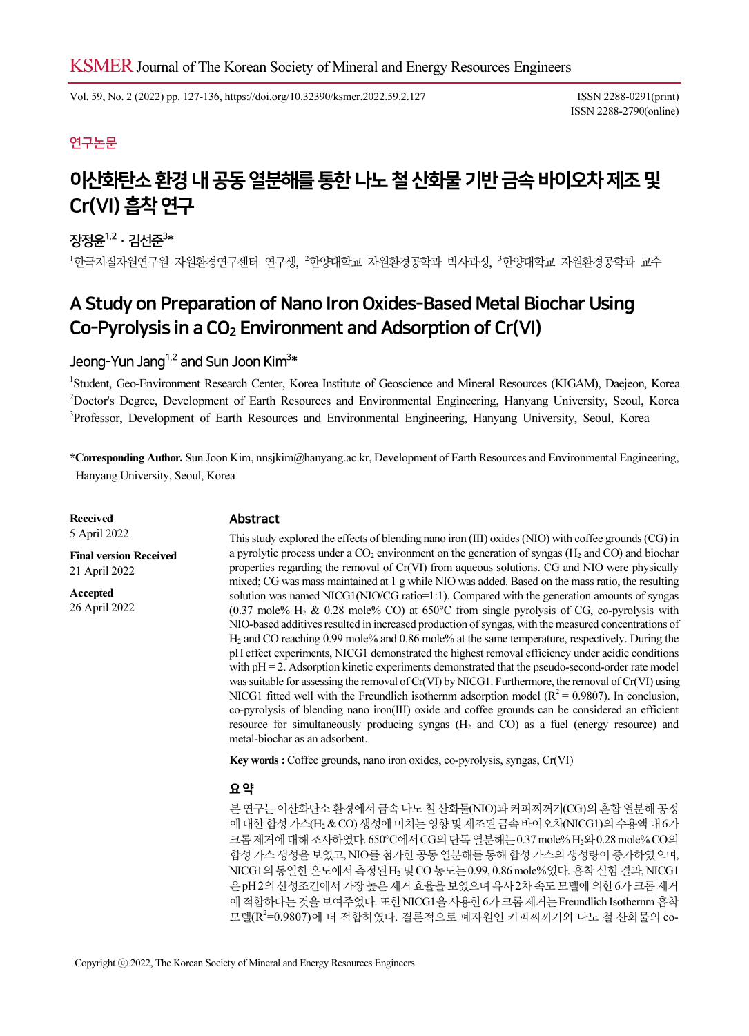KSMER Journal of The Korean Society of Mineral and Energy Resources Engineers

Vol. 59, No. 2 (2022) pp. 127-136, https://doi.org/10.32390/ksmer.2022.59.2.127

ISSN 2288-0291(print)
ISSN 2288-2790(online)

연구논문

# 이산화탄소 환경 내 공동 열분해를 통한 나노 철 산화물 기반 금속 바이오차 제조 및 Cr(VI) 흡착 연구

장정윤[1,2] · 김선준[3]*

[1]한국지질자원연구원 자원환경연구센터 연구생, [2]한양대학교 자원환경공학과 박사과정, [3]한양대학교 자원환경공학과 교수

# A Study on Preparation of Nano Iron Oxides-Based Metal Biochar Using Co-Pyrolysis in a $CO_2$ Environment and Adsorption of Cr(VI)

Jeong-Yun Jang[1,2] and Sun Joon Kim[3]*

[1]Student, Geo-Environment Research Center, Korea Institute of Geoscience and Mineral Resources (KIGAM), Daejeon, Korea
[2]Doctor's Degree, Development of Earth Resources and Environmental Engineering, Hanyang University, Seoul, Korea
[3]Professor, Development of Earth Resources and Environmental Engineering, Hanyang University, Seoul, Korea

**\*Corresponding Author.** Sun Joon Kim, nnsjkim@hanyang.ac.kr, Development of Earth Resources and Environmental Engineering, Hanyang University, Seoul, Korea

**Received**
5 April 2022

**Final version Received**
21 April 2022

**Accepted**
26 April 2022

## Abstract

This study explored the effects of blending nano iron (III) oxides (NIO) with coffee grounds (CG) in a pyrolytic process under a $CO_2$ environment on the generation of syngas ($H_2$ and CO) and biochar properties regarding the removal of Cr(VI) from aqueous solutions. CG and NIO were physically mixed; CG was mass maintained at 1 g while NIO was added. Based on the mass ratio, the resulting solution was named NICG1(NIO/CG ratio=1:1). Compared with the generation amounts of syngas (0.37 mole% $H_2$ & 0.28 mole% CO) at 650°C from single pyrolysis of CG, co-pyrolysis with NIO-based additives resulted in increased production of syngas, with the measured concentrations of $H_2$ and CO reaching 0.99 mole% and 0.86 mole% at the same temperature, respectively. During the pH effect experiments, NICG1 demonstrated the highest removal efficiency under acidic conditions with pH = 2. Adsorption kinetic experiments demonstrated that the pseudo-second-order rate model was suitable for assessing the removal of Cr(VI) by NICG1. Furthermore, the removal of Cr(VI) using NICG1 fitted well with the Freundlich isotherm adsorption model ($R^2$ = 0.9807). In conclusion, co-pyrolysis of blending nano iron(III) oxide and coffee grounds can be considered an efficient resource for simultaneously producing syngas ($H_2$ and CO) as a fuel (energy resource) and metal-biochar as an adsorbent.

**Key words :** Coffee grounds, nano iron oxides, co-pyrolysis, syngas, Cr(VI)

## 요 약

본 연구는 이산화탄소 환경에서 금속 나노 철 산화물(NIO)과 커피찌꺼기(CG)의 혼합 열분해 공정에 대한 합성 가스($H_2$ & CO) 생성에 미치는 영향 및 제조된 금속 바이오차(NICG1)의 수용액 내 6가 크롬 제거에 대해 조사하였다. 650°C에서 CG의 단독 열분해는 0.37 mole% $H_2$와 0.28 mole% CO의 합성 가스 생성을 보였고, NIO를 첨가한 공동 열분해를 통해 합성 가스의 생성량이 증가하였으며, NICG1의 동일한 온도에서 측정된 $H_2$ 및 CO 농도는 0.99, 0.86 mole%였다. 흡착 실험 결과, NICG1은 pH 2의 산성조건에서 가장 높은 제거 효율을 보였으며 유사2차 속도 모델에 의한 6가 크롬 제거에 적합하다는 것을 보여주었다. 또한 NICG1을 사용한 6가 크롬 제거는 Freundlich Isothernm 흡착 모델($R^2$=0.9807)에 더 적합하였다. 결론적으로 폐자원인 커피찌꺼기와 나노 철 산화물의 co-

Copyright ⓒ 2022, The Korean Society of Mineral and Energy Resources Engineers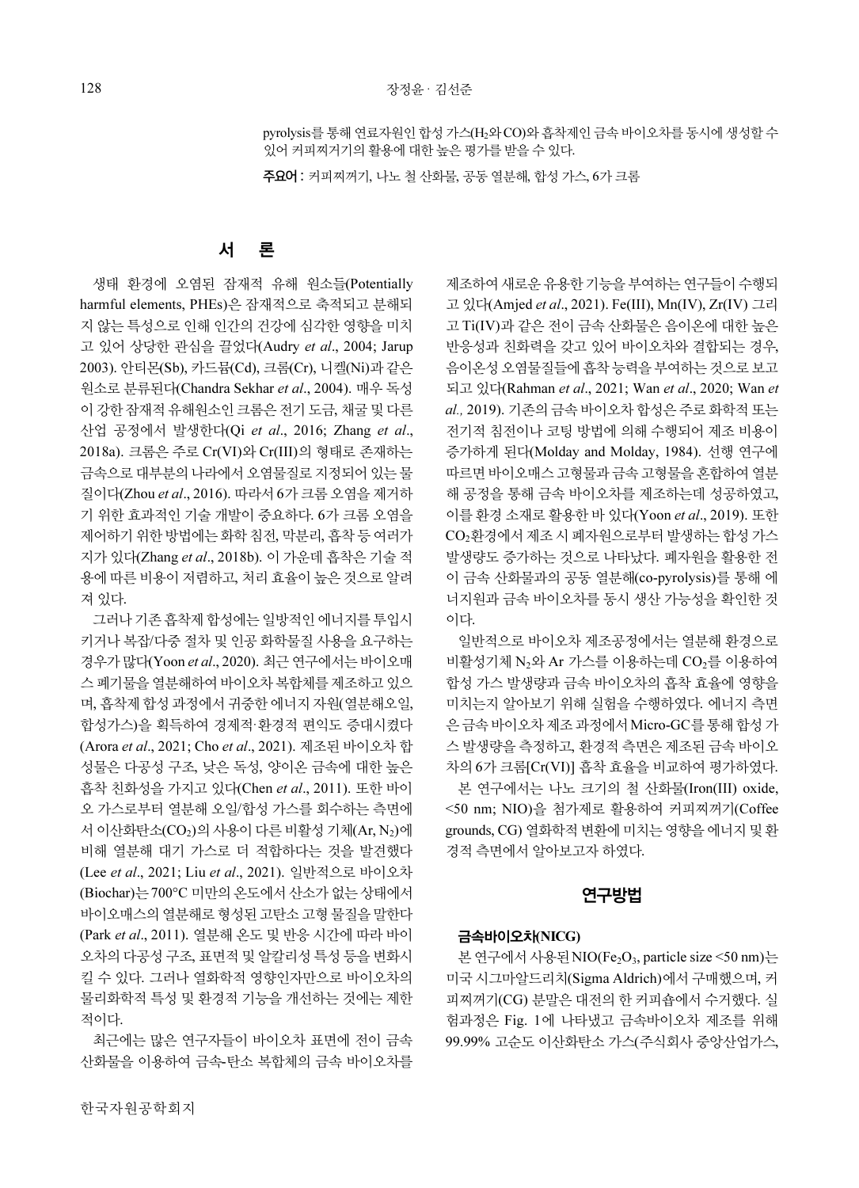pyrolysis를 통해 연료자원인 합성 가스($H_2$와 CO)와 흡착제인 금속 바이오차를 동시에 생성할 수 있어 커피찌꺼기의 활용에 대한 높은 평가를 받을 수 있다.

**주요어** : 커피찌꺼기, 나노 철 산화물, 공동 열분해, 합성 가스, 6가 크롬

## 서 론

생태 환경에 오염된 잠재적 유해 원소들(Potentially harmful elements, PHEs)은 잠재적으로 축적되고 분해되지 않는 특성으로 인해 인간의 건강에 심각한 영향을 미치고 있어 상당한 관심을 끌었다(Audry *et al*., 2004; Jarup 2003). 안티몬(Sb), 카드뮴(Cd), 크롬(Cr), 니켈(Ni)과 같은 원소로 분류된다(Chandra Sekhar *et al*., 2004). 매우 독성이 강한 잠재적 유해원소인 크롬은 전기 도금, 채굴 및 다른 산업 공정에서 발생한다(Qi *et al*., 2016; Zhang *et al*., 2018a). 크롬은 주로 Cr(VI)와 Cr(III)의 형태로 존재하는 금속으로 대부분의 나라에서 오염물질로 지정되어 있는 물질이다(Zhou *et al*., 2016). 따라서 6가 크롬 오염을 제거하기 위한 효과적인 기술 개발이 중요하다. 6가 크롬 오염을 제어하기 위한 방법에는 화학 침전, 막분리, 흡착 등 여러가지가 있다(Zhang *et al*., 2018b). 이 가운데 흡착은 기술 적용에 따른 비용이 저렴하고, 처리 효율이 높은 것으로 알려져 있다.

그러나 기존 흡착제 합성에는 일방적인 에너지를 투입시키거나 복잡/다중 절차 및 인공 화학물질 사용을 요구하는 경우가 많다(Yoon *et al*., 2020). 최근 연구에서는 바이오매스 폐기물을 열분해하여 바이오차 복합체를 제조하고 있으며, 흡착제 합성 과정에서 귀중한 에너지 자원(열분해오일, 합성가스)을 획득하여 경제적·환경적 편익도 증대시켰다(Arora *et al*., 2021; Cho *et al*., 2021). 제조된 바이오차 합성물은 다공성 구조, 낮은 독성, 양이온 금속에 대한 높은 흡착 친화성을 가지고 있다(Chen *et al*., 2011). 또한 바이오 가스로부터 열분해 오일/합성 가스를 회수하는 측면에서 이산화탄소($CO_2$)의 사용이 다른 비활성 기체(Ar, $N_2$)에 비해 열분해 대기 가스로 더 적합하다는 것을 발견했다(Lee *et al*., 2021; Liu *et al*., 2021). 일반적으로 바이오차(Biochar)는 700°C 미만의 온도에서 산소가 없는 상태에서 바이오매스의 열분해로 형성된 고탄소 고형 물질을 말한다(Park *et al*., 2011). 열분해 온도 및 반응 시간에 따라 바이오차의 다공성 구조, 표면적 및 알칼리성 특성 등을 변화시킬 수 있다. 그러나 열화학적 영향인자만으로 바이오차의 물리화학적 특성 및 환경적 기능을 개선하는 것에는 제한적이다.

최근에는 많은 연구자들이 바이오차 표면에 전이 금속 산화물을 이용하여 금속-탄소 복합체의 금속 바이오차를 제조하여 새로운 유용한 기능을 부여하는 연구들이 수행되고 있다(Amjed *et al*., 2021). Fe(III), Mn(IV), Zr(IV) 그리고 Ti(IV)과 같은 전이 금속 산화물은 음이온에 대한 높은 반응성과 친화력을 갖고 있어 바이오차와 결합되는 경우, 음이온성 오염물질들에 흡착 능력을 부여하는 것으로 보고되고 있다(Rahman *et al*., 2021; Wan *et al*., 2020; Wan *et al.,* 2019). 기존의 금속 바이오차 합성은 주로 화학적 또는 전기적 침전이나 코팅 방법에 의해 수행되어 제조 비용이 증가하게 된다(Molday and Molday, 1984). 선행 연구에 따르면 바이오매스 고형물과 금속 고형물을 혼합하여 열분해 공정을 통해 금속 바이오차를 제조하는데 성공하였고, 이를 환경 소재로 활용한 바 있다(Yoon *et al*., 2019). 또한 $CO_2$환경에서 제조 시 폐자원으로부터 발생하는 합성 가스 발생량도 증가하는 것으로 나타났다. 폐자원을 활용한 전이 금속 산화물과의 공동 열분해(co-pyrolysis)를 통해 에너지원과 금속 바이오차를 동시 생산 가능성을 확인한 것이다.

일반적으로 바이오차 제조공정에서는 열분해 환경으로 비활성기체 $N_2$와 Ar 가스를 이용하는데 $CO_2$를 이용하여 합성 가스 발생량과 금속 바이오차의 흡착 효율에 영향을 미치는지 알아보기 위해 실험을 수행하였다. 에너지 측면은 금속 바이오차 제조 과정에서 Micro-GC를 통해 합성 가스 발생량을 측정하고, 환경적 측면은 제조된 금속 바이오차의 6가 크롬[Cr(VI)] 흡착 효율을 비교하여 평가하였다.

본 연구에서는 나노 크기의 철 산화물(Iron(III) oxide, <50 nm; NIO)을 첨가제로 활용하여 커피찌꺼기(Coffee grounds, CG) 열화학적 변환에 미치는 영향을 에너지 및 환경적 측면에서 알아보고자 하였다.

## 연구방법

### 금속바이오차(NICG)

본 연구에서 사용된 NIO($Fe_2O_3$, particle size <50 nm)는 미국 시그마알드리치(Sigma Aldrich)에서 구매했으며, 커피찌꺼기(CG) 분말은 대전의 한 커피숍에서 수거했다. 실험과정은 Fig. 1에 나타냈고 금속바이오차 제조를 위해 99.99% 고순도 이산화탄소 가스(주식회사 중앙산업가스,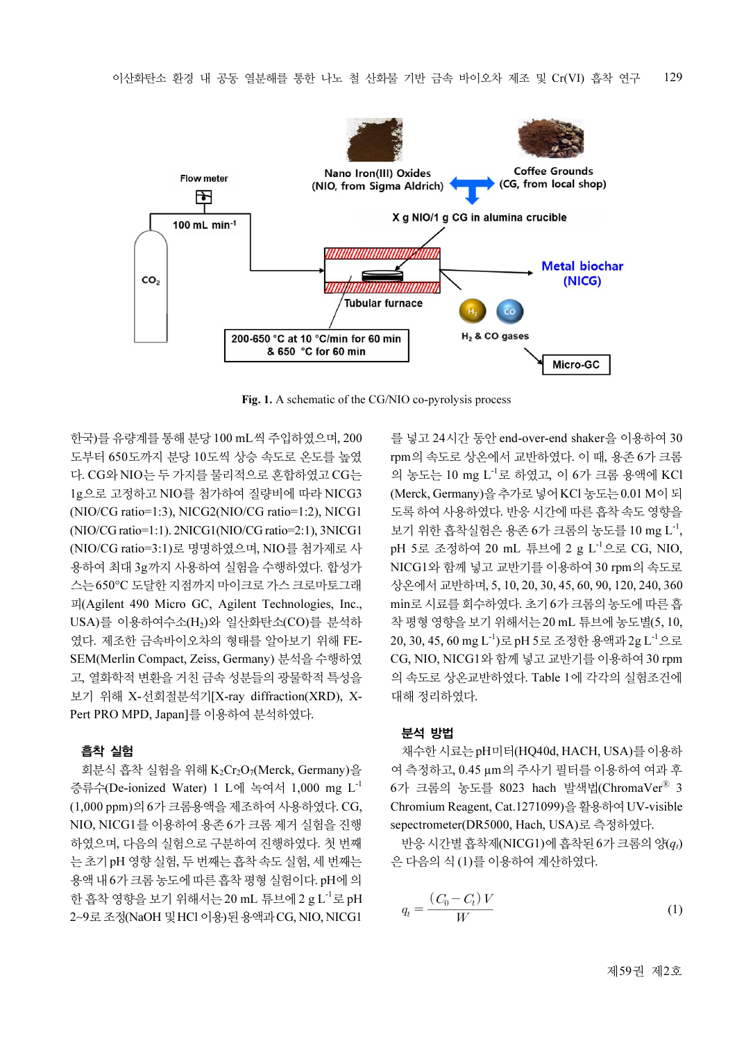**Fig. 1.** A schematic of the CG/NIO co-pyrolysis process

한국)를 유량계를 통해 분당 100 mL씩 주입하였으며, 200도부터 650도까지 분당 10도씩 상승 속도로 온도를 높였다. CG와 NIO는 두 가지를 물리적으로 혼합하였고 CG는 1g으로 고정하고 NIO를 첨가하여 질량비에 따라 NICG3 (NIO/CG ratio=1:3), NICG2(NIO/CG ratio=1:2), NICG1 (NIO/CG ratio=1:1). 2NICG1(NIO/CG ratio=2:1), 3NICG1 (NIO/CG ratio=3:1)로 명명하였으며, NIO를 첨가제로 사용하여 최대 3g까지 사용하여 실험을 수행하였다. 합성가스는 650°C 도달한 지점까지 마이크로 가스 크로마토그래피(Agilent 490 Micro GC, Agilent Technologies, Inc., USA)를 이용하여수소($H_2$)와 일산화탄소(CO)를 분석하였다. 제조한 금속바이오차의 형태를 알아보기 위해 FE-SEM(Merlin Compact, Zeiss, Germany) 분석을 수행하였고, 열화학적 변환을 거친 금속 성분들의 광물학적 특성을 보기 위해 X-선회절분석기[X-ray diffraction(XRD), X-Pert PRO MPD, Japan]를 이용하여 분석하였다.

### 흡착 실험

회분식 흡착 실험을 위해 $K_2Cr_2O_7$(Merck, Germany)을 증류수(De-ionized Water) 1 L에 녹여서 1,000 mg $L^{-1}$ (1,000 ppm)의 6가 크롬용액을 제조하여 사용하였다. CG, NIO, NICG1를 이용하여 용존 6가 크롬 제거 실험을 진행하였으며, 다음의 실험으로 구분하여 진행하였다. 첫 번째는 초기 pH 영향 실험, 두 번째는 흡착 속도 실험, 세 번째는 용액 내 6가 크롬 농도에 따른 흡착 평형 실험이다. pH에 의한 흡착 영향을 보기 위해서는 20 mL 튜브에 2 g $L^{-1}$로 pH 2~9로 조정(NaOH 및 HCl 이용)된 용액과 CG, NIO, NICG1를 넣고 24시간 동안 end-over-end shaker을 이용하여 30 rpm의 속도로 상온에서 교반하였다. 이 때, 용존 6가 크롬의 농도는 10 mg $L^{-1}$로 하였고, 이 6가 크롬 용액에 KCl (Merck, Germany)을 추가로 넣어 KCl 농도는 0.01 M이 되도록 하여 사용하였다. 반응 시간에 따른 흡착 속도 영향을 보기 위한 흡착실험은 용존 6가 크롬의 농도를 10 mg $L^{-1}$, pH 5로 조정하여 20 mL 튜브에 2 g $L^{-1}$으로 CG, NIO, NICG1와 함께 넣고 교반기를 이용하여 30 rpm의 속도로 상온에서 교반하며, 5, 10, 20, 30, 45, 60, 90, 120, 240, 360 min로 시료를 회수하였다. 초기 6가 크롬의 농도에 따른 흡착 평형 영향을 보기 위해서는 20 mL 튜브에 농도별(5, 10, 20, 30, 45, 60 mg $L^{-1}$)로 pH 5로 조정한 용액과 2g $L^{-1}$으로 CG, NIO, NICG1와 함께 넣고 교반기를 이용하여 30 rpm의 속도로 상온교반하였다. Table 1에 각각의 실험조건에 대해 정리하였다.

### 분석 방법

채수한 시료는 pH미터(HQ40d, HACH, USA)를 이용하여 측정하고, 0.45 μm의 주사기 필터를 이용하여 여과 후 6가 크롬의 농도를 8023 hach 발색법(ChromaVer® 3 Chromium Reagent, Cat.1271099)을 활용하여 UV-visible sepectrometer(DR5000, Hach, USA)로 측정하였다.

반응 시간별 흡착제(NICG1)에 흡착된 6가 크롬의 양($q_t$)은 다음의 식 (1)를 이용하여 계산하였다.

$$q_t = \frac{(C_0 - C_t)\,V}{W} \tag{1}$$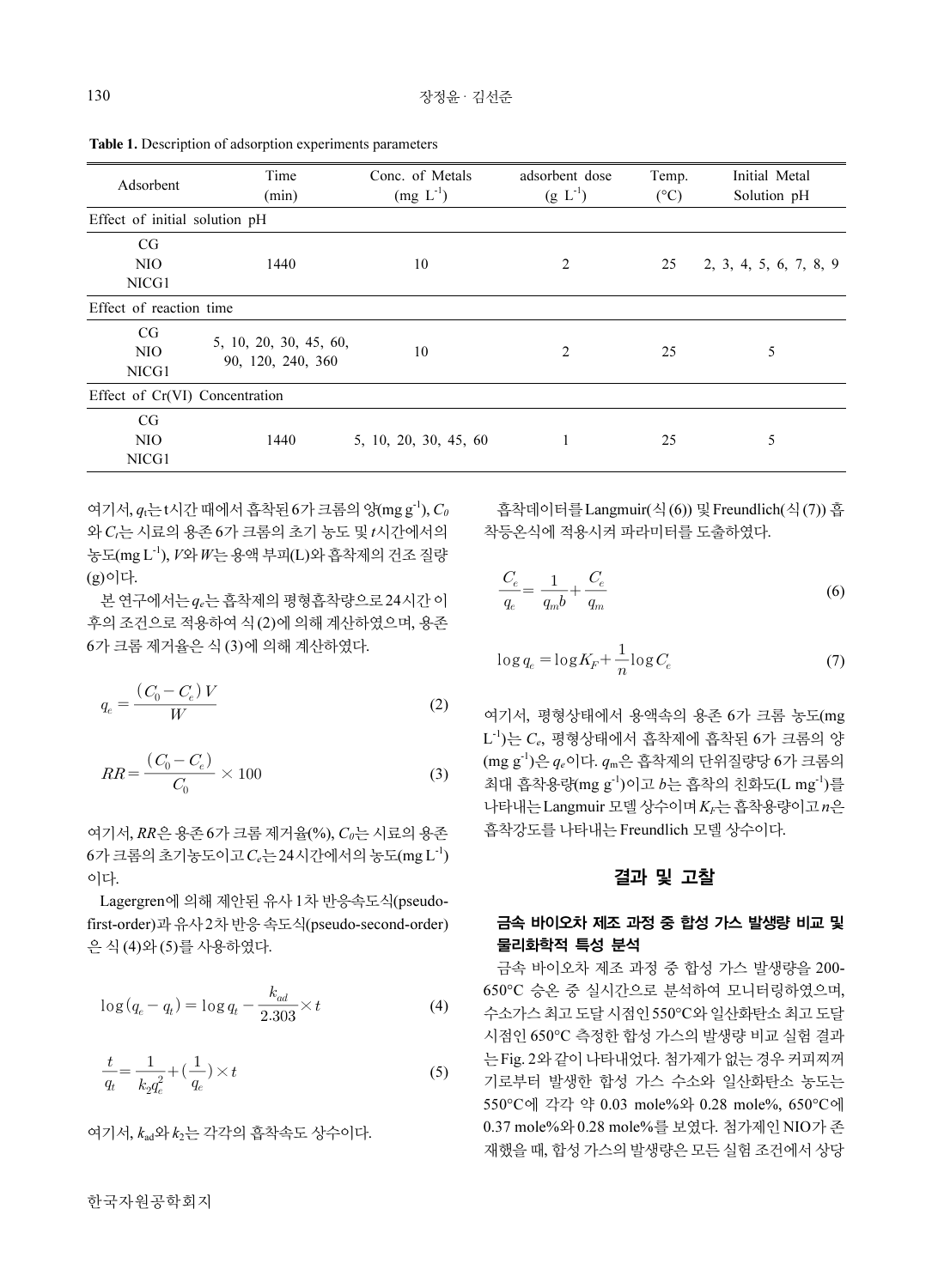**Table 1.** Description of adsorption experiments parameters

| Adsorbent | Time (min) | Conc. of Metals (mg $L^{-1}$) | adsorbent dose (g $L^{-1}$) | Temp. (°C) | Initial Metal Solution pH |
|---|---|---|---|---|---|
| Effect of initial solution pH | | | | | |
| CG<br>NIO<br>NICG1 | 1440 | 10 | 2 | 25 | 2, 3, 4, 5, 6, 7, 8, 9 |
| Effect of reaction time | | | | | |
| CG<br>NIO<br>NICG1 | 5, 10, 20, 30, 45, 60, 90, 120, 240, 360 | 10 | 2 | 25 | 5 |
| Effect of Cr(VI) Concentration | | | | | |
| CG<br>NIO<br>NICG1 | 1440 | 5, 10, 20, 30, 45, 60 | 1 | 25 | 5 |

여기서, $q_t$는 t시간 때에서 흡착된 6가 크롬의 양(mg $g^{-1}$), $C_0$와 $C_t$는 시료의 용존 6가 크롬의 초기 농도 및 $t$시간에서의 농도(mg $L^{-1}$), $V$와 $W$는 용액 부피(L)와 흡착제의 건조 질량(g)이다.

본 연구에서는 $q_e$는 흡착제의 평형흡착량으로 24시간 이후의 조건으로 적용하여 식 (2)에 의해 계산하였으며, 용존 6가 크롬 제거율은 식 (3)에 의해 계산하였다.

$$q_e = \frac{(C_0 - C_e)\,V}{W} \tag{2}$$

$$RR = \frac{(C_0 - C_e)}{C_0} \times 100 \tag{3}$$

여기서, $RR$은 용존 6가 크롬 제거율(%), $C_0$는 시료의 용존 6가 크롬의 초기농도이고 $C_e$는 24시간에서의 농도(mg $L^{-1}$)이다.

Lagergren에 의해 제안된 유사 1차 반응속도식(pseudo-first-order)과 유사 2차 반응 속도식(pseudo-second-order)은 식 (4)와 (5)를 사용하였다.

$$\log(q_e - q_t) = \log q_t - \frac{k_{ad}}{2.303} \times t \tag{4}$$

$$\frac{t}{q_t} = \frac{1}{k_2 q_e^2} + \left(\frac{1}{q_e}\right) \times t \tag{5}$$

여기서, $k_{ad}$와 $k_2$는 각각의 흡착속도 상수이다.

흡착데이터를 Langmuir(식 (6)) 및 Freundlich(식 (7)) 흡착등온식에 적용시켜 파라미터를 도출하였다.

$$\frac{C_e}{q_e} = \frac{1}{q_m b} + \frac{C_e}{q_m} \tag{6}$$

$$\log q_e = \log K_F + \frac{1}{n} \log C_e \tag{7}$$

여기서, 평형상태에서 용액속의 용존 6가 크롬 농도(mg $L^{-1}$)는 $C_e$, 평형상태에서 흡착제에 흡착된 6가 크롬의 양(mg $g^{-1}$)은 $q_e$이다. $q_m$은 흡착제의 단위질량당 6가 크롬의 최대 흡착용량(mg $g^{-1}$)이고 $b$는 흡착의 친화도(L $mg^{-1}$)를 나타내는 Langmuir 모델 상수이며 $K_F$는 흡착용량이고 $n$은 흡착강도를 나타내는 Freundlich 모델 상수이다.

## 결과 및 고찰

### 금속 바이오차 제조 과정 중 합성 가스 발생량 비교 및 물리화학적 특성 분석

금속 바이오차 제조 과정 중 합성 가스 발생량을 200-650°C 승온 중 실시간으로 분석하여 모니터링하였으며, 수소가스 최고 도달 시점인 550°C와 일산화탄소 최고 도달 시점인 650°C 측정한 합성 가스의 발생량 비교 실험 결과는 Fig. 2와 같이 나타내었다. 첨가제가 없는 경우 커피찌꺼기로부터 발생한 합성 가스 수소와 일산화탄소 농도는 550°C에 각각 약 0.03 mole%와 0.28 mole%, 650°C에 0.37 mole%와 0.28 mole%를 보였다. 첨가제인 NIO가 존재했을 때, 합성 가스의 발생량은 모든 실험 조건에서 상당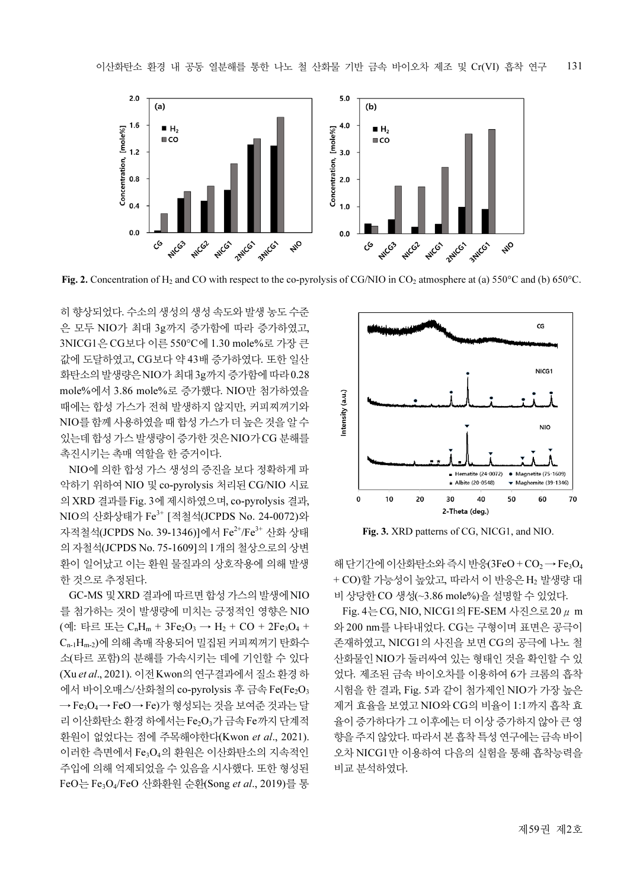Fig. 2. Concentration of $H_2$ and CO with respect to the co-pyrolysis of CG/NIO in $CO_2$ atmosphere at (a) 550°C and (b) 650°C.

히 향상되었다. 수소의 생성의 생성 속도와 발생 농도 수준은 모두 NIO가 최대 3g까지 증가함에 따라 증가하였고, 3NICG1은 CG보다 이른 550°C에 1.30 mole%로 가장 큰 값에 도달하였고, CG보다 약 43배 증가하였다. 또한 일산화탄소의 발생량은 NIO가 최대 3g까지 증가함에 따라 0.28 mole%에서 3.86 mole%로 증가했다. NIO만 첨가하였을 때에는 합성 가스가 전혀 발생하지 않지만, 커피찌꺼기와 NIO를 함께 사용하였을 때 합성 가스가 더 높은 것을 알 수 있는데 합성 가스 발생량이 증가한 것은 NIO가 CG 분해를 촉진시키는 촉매 역할을 한 증거이다.

NIO에 의한 합성 가스 생성의 증진을 보다 정확하게 파악하기 위하여 NIO 및 co-pyrolysis 처리된 CG/NIO 시료의 XRD 결과를 Fig. 3에 제시하였으며, co-pyrolysis 결과, NIO의 산화상태가 $Fe^{3+}$ [적철석(JCPDS No. 24-0072)와 자적철석(JCPDS No. 39-1346)]에서 $Fe^{2+}/Fe^{3+}$ 산화 상태의 자철석(JCPDS No. 75-1609]의 1개의 철상으로의 상변환이 일어났고 이는 환원 물질과의 상호작용에 의해 발생한 것으로 추정된다.

GC-MS 및 XRD 결과에 따르면 합성 가스의 발생에 NIO를 첨가하는 것이 발생량에 미치는 긍정적인 영향은 NIO (예: 타르 또는 $C_nH_m + 3Fe_2O_3 \rightarrow H_2 + CO + 2Fe_3O_4 + C_{n-1}H_{m-2}$)에 의해 촉매 작용되어 밀집된 커피찌꺼기 탄화수소(타르 포함)의 분해를 가속시키는 데에 기인할 수 있다 (Xu *et al*., 2021). 이전 Kwon의 연구결과에서 질소 환경 하에서 바이오매스/산화철의 co-pyrolysis 후 금속 Fe($Fe_2O_3 \rightarrow Fe_3O_4 \rightarrow FeO \rightarrow Fe$)가 형성되는 것을 보여준 것과는 달리 이산화탄소 환경 하에서는 $Fe_2O_3$가 금속 Fe까지 단계적 환원이 없었다는 점에 주목해야한다(Kwon *et al*., 2021). 이러한 측면에서 $Fe_3O_4$의 환원은 이산화탄소의 지속적인 주입에 의해 억제되었을 수 있음을 시사했다. 또한 형성된 FeO는 $Fe_3O_4$/FeO 산화환원 순환(Song *et al*., 2019)를 통해 단기간에 이산화탄소와 즉시 반응($3FeO + CO_2 \rightarrow Fe_3O_4 + CO$)할 가능성이 높았고, 따라서 이 반응은 $H_2$ 발생량 대비 상당한 CO 생성(~3.86 mole%)을 설명할 수 있었다.

Fig. 3. XRD patterns of CG, NICG1, and NIO.

Fig. 4는 CG, NIO, NICG1의 FE-SEM 사진으로 20 μm와 200 nm를 나타내었다. CG는 구형이며 표면은 공극이 존재하였고, NICG1의 사진을 보면 CG의 공극에 나노 철 산화물인 NIO가 둘러싸여 있는 형태인 것을 확인할 수 있었다. 제조된 금속 바이오차를 이용하여 6가 크롬의 흡착 시험을 한 결과, Fig. 5과 같이 첨가제인 NIO가 가장 높은 제거 효율을 보였고 NIO와 CG의 비율이 1:1까지 흡착 효율이 증가하다가 그 이후에는 더 이상 증가하지 않아 큰 영향을 주지 않았다. 따라서 본 흡착 특성 연구에는 금속 바이오차 NICG1만 이용하여 다음의 실험을 통해 흡착능력을 비교 분석하였다.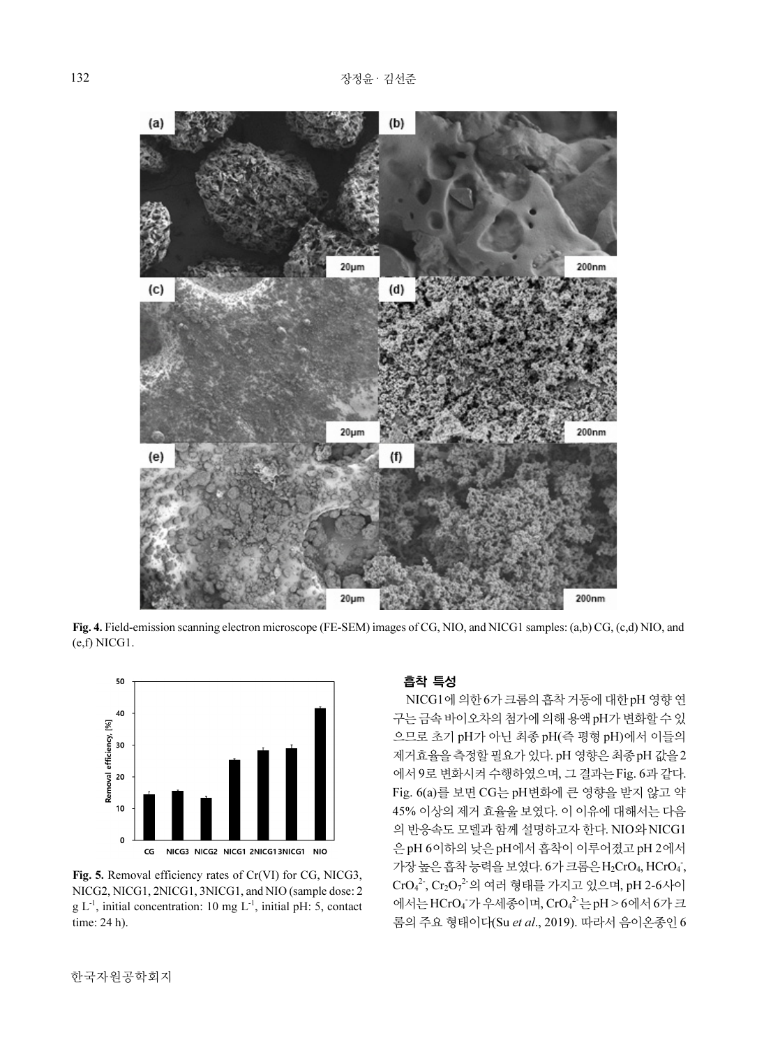Fig. 4. Field-emission scanning electron microscope (FE-SEM) images of CG, NIO, and NICG1 samples: (a,b) CG, (c,d) NIO, and (e,f) NICG1.

Fig. 5. Removal efficiency rates of Cr(VI) for CG, NICG3, NICG2, NICG1, 2NICG1, 3NICG1, and NIO (sample dose: 2 g $L^{-1}$, initial concentration: 10 mg $L^{-1}$, initial pH: 5, contact time: 24 h).

### 흡착 특성

NICG1에 의한 6가 크롬의 흡착 거동에 대한 pH 영향 연구는 금속 바이오차의 첨가에 의해 용액 pH가 변화할 수 있으므로 초기 pH가 아닌 최종 pH(즉 평형 pH)에서 이들의 제거효율을 측정할 필요가 있다. pH 영향은 최종 pH 값을 2에서 9로 변화시켜 수행하였으며, 그 결과는 Fig. 6과 같다. Fig. 6(a)를 보면 CG는 pH변화에 큰 영향을 받지 않고 약 45% 이상의 제거 효율을 보였다. 이 이유에 대해서는 다음의 반응속도 모델과 함께 설명하고자 한다. NIO와 NICG1은 pH 6이하의 낮은 pH에서 흡착이 이루어졌고 pH 2에서 가장 높은 흡착 능력을 보였다. 6가 크롬은 $H_2CrO_4$, $HCrO_4^-$, $CrO_4^{2-}$, $Cr_2O_7^{2-}$의 여러 형태를 가지고 있으며, pH 2-6사이에서는 $HCrO_4^-$가 우세종이며, $CrO_4^{2-}$는 pH > 6에서 6가 크롬의 주요 형태이다(Su *et al*., 2019). 따라서 음이온종인 6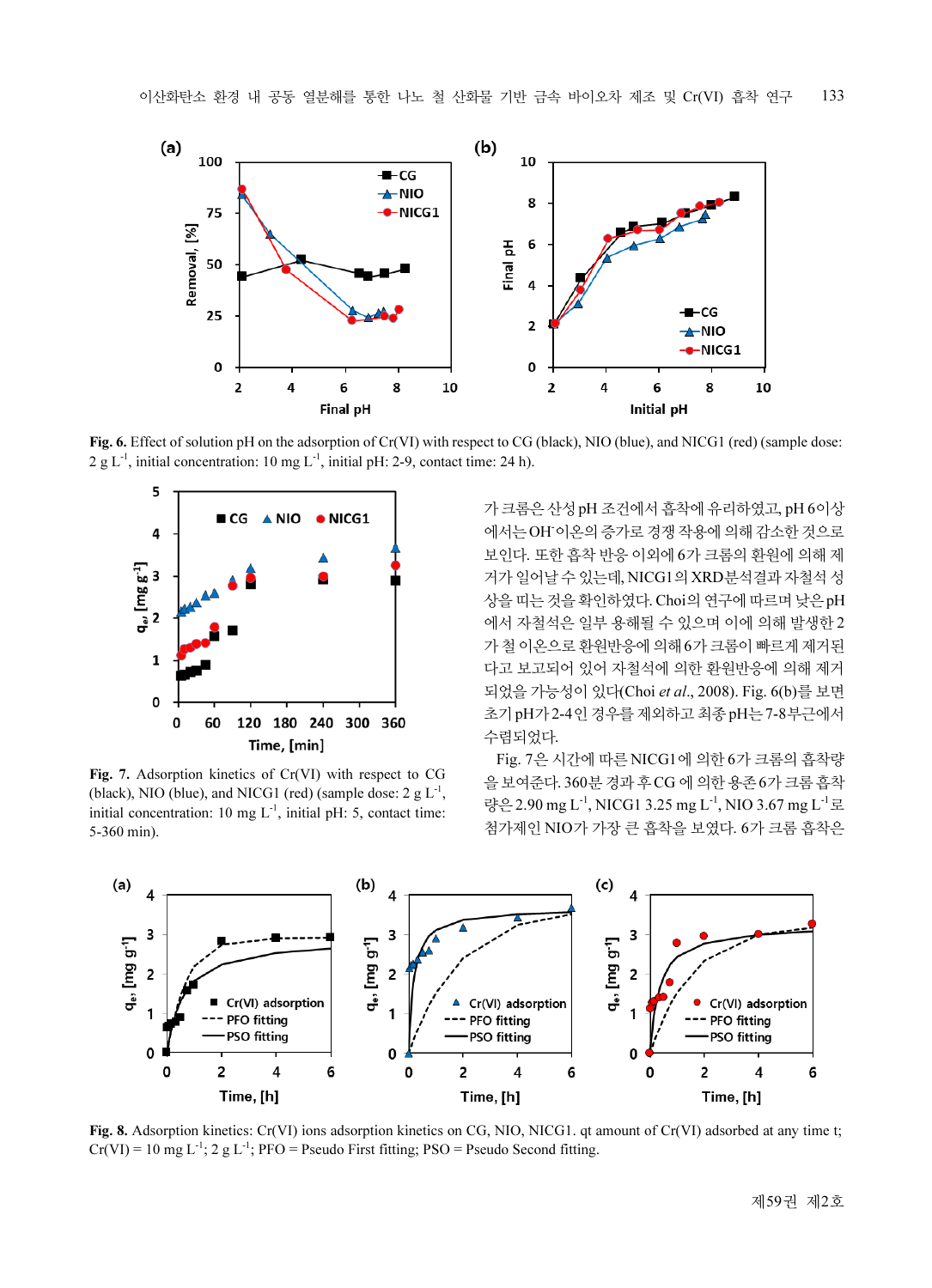**Fig. 6.** Effect of solution pH on the adsorption of Cr(VI) with respect to CG (black), NIO (blue), and NICG1 (red) (sample dose: 2 g $L^{-1}$, initial concentration: 10 mg $L^{-1}$, initial pH: 2-9, contact time: 24 h).

**Fig. 7.** Adsorption kinetics of Cr(VI) with respect to CG (black), NIO (blue), and NICG1 (red) (sample dose: 2 g $L^{-1}$, initial concentration: 10 mg $L^{-1}$, initial pH: 5, contact time: 5-360 min).

가 크롬은 산성 pH 조건에서 흡착에 유리하였고, pH 6이상에서는 $OH^-$이온의 증가로 경쟁 작용에 의해 감소한 것으로 보인다. 또한 흡착 반응 이외에 6가 크롬의 환원에 의해 제거가 일어날 수 있는데, NICG1의 XRD분석결과 자철석 성상을 띠는 것을 확인하였다. Choi의 연구에 따르며 낮은 pH에서 자철석은 일부 용해될 수 있으며 이에 의해 발생한 2가 철 이온으로 환원반응에 의해 6가 크롬이 빠르게 제거된다고 보고되어 있어 자철석에 의한 환원반응에 의해 제거되었을 가능성이 있다(Choi *et al.*, 2008). Fig. 6(b)를 보면 초기 pH가 2-4인 경우를 제외하고 최종 pH는 7-8부근에서 수렴되었다.

Fig. 7은 시간에 따른 NICG1에 의한 6가 크롬의 흡착량을 보여준다. 360분 경과 후 CG 에 의한 용존 6가 크롬 흡착량은 2.90 mg $L^{-1}$, NICG1 3.25 mg $L^{-1}$, NIO 3.67 mg $L^{-1}$로 첨가제인 NIO가 가장 큰 흡착을 보였다. 6가 크롬 흡착은

**Fig. 8.** Adsorption kinetics: Cr(VI) ions adsorption kinetics on CG, NIO, NICG1. qt amount of Cr(VI) adsorbed at any time t; Cr(VI) = 10 mg $L^{-1}$; 2 g $L^{-1}$; PFO = Pseudo First fitting; PSO = Pseudo Second fitting.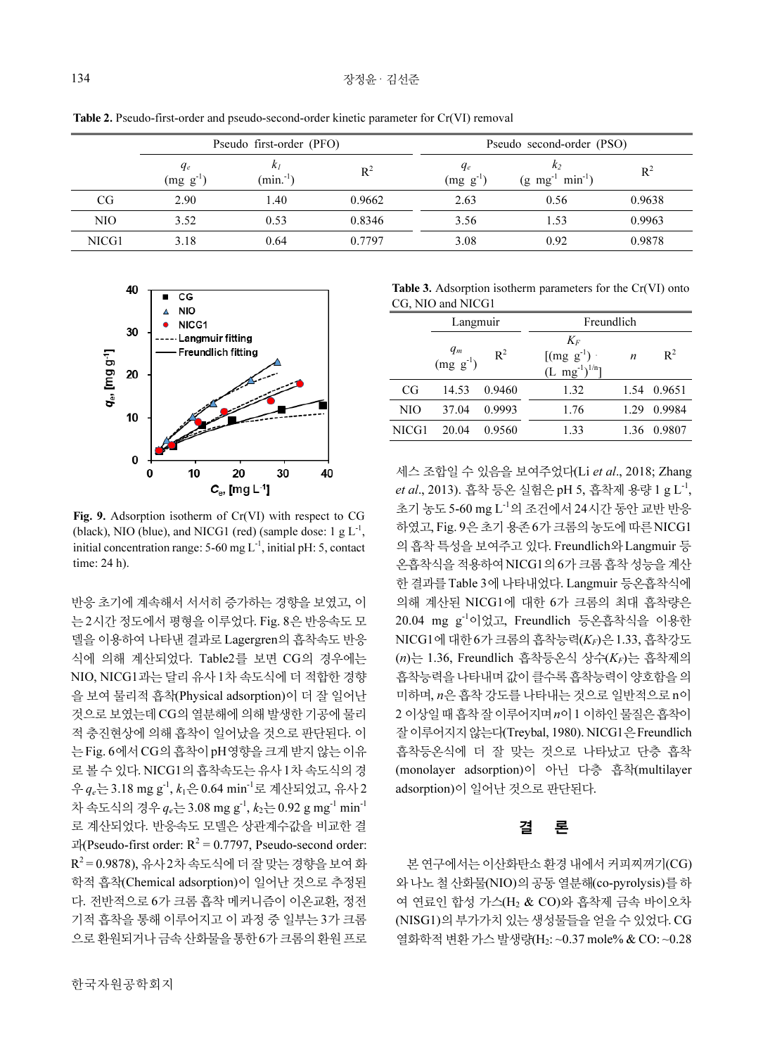**Table 2.** Pseudo-first-order and pseudo-second-order kinetic parameter for Cr(VI) removal

| | Pseudo first-order (PFO) | | | Pseudo second-order (PSO) | | |
|---|---|---|---|---|---|---|
| | $q_e$ (mg g$^{-1}$) | $k_1$ (min.$^{-1}$) | $R^2$ | $q_e$ (mg g$^{-1}$) | $k_2$ (g mg$^{-1}$ min$^{-1}$) | $R^2$ |
| CG | 2.90 | 1.40 | 0.9662 | 2.63 | 0.56 | 0.9638 |
| NIO | 3.52 | 0.53 | 0.8346 | 3.56 | 1.53 | 0.9963 |
| NICG1 | 3.18 | 0.64 | 0.7797 | 3.08 | 0.92 | 0.9878 |

**Fig. 9.** Adsorption isotherm of Cr(VI) with respect to CG (black), NIO (blue), and NICG1 (red) (sample dose: 1 g L$^{-1}$, initial concentration range: 5-60 mg L$^{-1}$, initial pH: 5, contact time: 24 h).

반응 초기에 계속해서 서서히 증가하는 경향을 보였고, 이는 2시간 정도에서 평형을 이루었다. Fig. 8은 반응속도 모델을 이용하여 나타낸 결과로 Lagergren의 흡착속도 반응식에 의해 계산되었다. Table2를 보면 CG의 경우에는 NIO, NICG1과는 달리 유사 1차 속도식에 더 적합한 경향을 보여 물리적 흡착(Physical adsorption)이 더 잘 일어난 것으로 보였는데 CG의 열분해에 의해 발생한 기공에 물리적 충진현상에 의해 흡착이 일어났을 것으로 판단된다. 이는 Fig. 6에서 CG의 흡착이 pH영향을 크게 받지 않는 이유로 볼 수 있다. NICG1의 흡착속도는 유사 1차 속도식의 경우 $q_e$는 3.18 mg g$^{-1}$, $k_1$은 0.64 min$^{-1}$로 계산되었고, 유사 2차 속도식의 경우 $q_e$는 3.08 mg g$^{-1}$, $k_2$는 0.92 g mg$^{-1}$ min$^{-1}$로 계산되었다. 반응속도 모델은 상관계수값을 비교한 결과(Pseudo-first order: $R^2$ = 0.7797, Pseudo-second order: $R^2$ = 0.9878), 유사2차 속도식에 더 잘 맞는 경향을 보여 화학적 흡착(Chemical adsorption)이 일어난 것으로 추정된다. 전반적으로 6가 크롬 흡착 메커니즘이 이온교환, 정전기적 흡착을 통해 이루어지고 이 과정 중 일부는 3가 크롬으로 환원되거나 금속 산화물을 통한 6가 크롬의 환원 프로세스 조합일 수 있음을 보여주었다(Li *et al*., 2018; Zhang *et al*., 2013). 흡착 등온 실험은 pH 5, 흡착제 용량 1 g L$^{-1}$, 초기 농도 5-60 mg L$^{-1}$의 조건에서 24시간 동안 교반 반응하였고, Fig. 9은 초기 용존 6가 크롬의 농도에 따른 NICG1의 흡착 특성을 보여주고 있다. Freundlich와 Langmuir 등온흡착식을 적용하여 NICG1의 6가 크롬 흡착 성능을 계산한 결과를 Table 3에 나타내었다. Langmuir 등온흡착식에 의해 계산된 NICG1에 대한 6가 크롬의 최대 흡착량은 20.04 mg g$^{-1}$이었고, Freundlich 등온흡착식을 이용한 NICG1에 대한 6가 크롬의 흡착능력($K_F$)은 1.33, 흡착강도($n$)는 1.36, Freundlich 흡착등온식 상수($K_F$)는 흡착제의 흡착능력을 나타내며 값이 클수록 흡착능력이 양호함을 의미하며, $n$은 흡착 강도를 나타내는 것으로 일반적으로 n이 2 이상일 때 흡착 잘 이루어지며 $n$이 1 이하인 물질은 흡착이 잘 이루어지지 않는다(Treybal, 1980). NICG1은 Freundlich 흡착등온식에 더 잘 맞는 것으로 나타났고 단층 흡착(monolayer adsorption)이 아닌 다층 흡착(multilayer adsorption)이 일어난 것으로 판단된다.

**Table 3.** Adsorption isotherm parameters for the Cr(VI) onto CG, NIO and NICG1

| | Langmuir | | Freundlich | | |
|---|---|---|---|---|---|
| | $q_m$ (mg g$^{-1}$) | $R^2$ | $K_F$ [(mg g$^{-1}$)·(L mg$^{-1}$)$^{1/n}$] | $n$ | $R^2$ |
| CG | 14.53 | 0.9460 | 1.32 | 1.54 | 0.9651 |
| NIO | 37.04 | 0.9993 | 1.76 | 1.29 | 0.9984 |
| NICG1 | 20.04 | 0.9560 | 1.33 | 1.36 | 0.9807 |

## 결 론

본 연구에서는 이산화탄소 환경 내에서 커피찌꺼기(CG)와 나노 철 산화물(NIO)의 공동 열분해(co-pyrolysis)를 하여 연료인 합성 가스($H_2$ & CO)와 흡착제 금속 바이오차(NISG1)의 부가가치 있는 생성물들을 얻을 수 있었다. CG 열화학적 변환 가스 발생량($H_2$: ~0.37 mole% & CO: ~0.28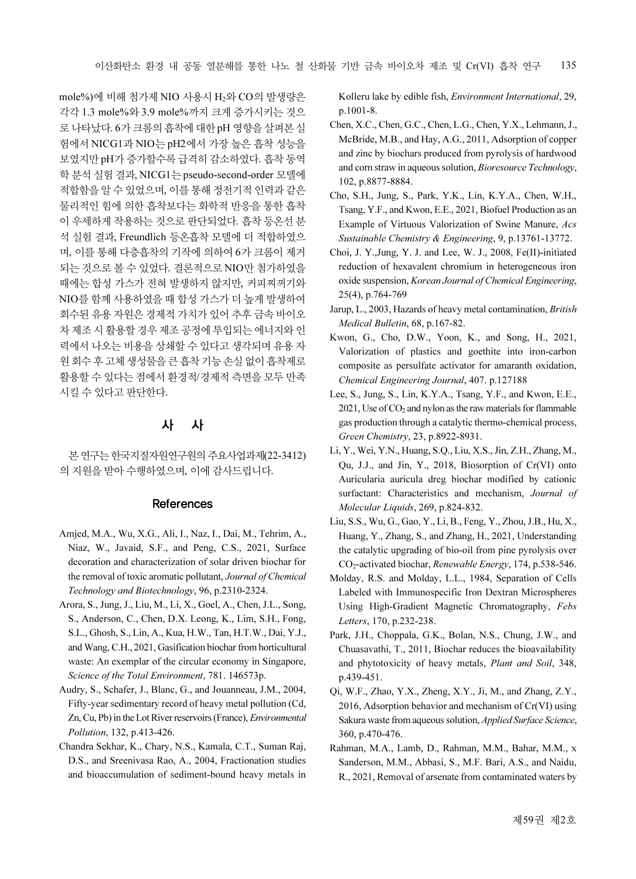mole%)에 비해 첨가제 NIO 사용시 $H_2$와 CO의 발생량은 각각 1.3 mole%와 3.9 mole%까지 크게 증가시키는 것으로 나타났다. 6가 크롬의 흡착에 대한 pH 영향을 살펴본 실험에서 NICG1과 NIO는 pH2에서 가장 높은 흡착 성능을 보였지만 pH가 증가할수록 급격히 감소하였다. 흡착 동역학 분석 실험 결과, NICG1는 pseudo-second-order 모델에 적합함을 알 수 있었으며, 이를 통해 정전기적 인력과 같은 물리적인 힘에 의한 흡착보다는 화학적 반응을 통한 흡착이 우세하게 작용하는 것으로 판단되었다. 흡착 등온선 분석 실험 결과, Freundlich 등온흡착 모델에 더 적합하였으며, 이를 통해 다층흡착의 기작에 의하여 6가 크롬이 제거되는 것으로 볼 수 있었다. 결론적으로 NIO만 첨가하였을 때에는 합성 가스가 전혀 발생하지 않지만, 커피찌꺼기와 NIO를 함께 사용하였을 때 합성 가스가 더 높게 발생하여 회수된 유용 자원은 경제적 가치가 있어 추후 금속 바이오차 제조 시 활용할 경우 제조 공정에 투입되는 에너지와 인력에서 나오는 비용을 상쇄할 수 있다고 생각되며 유용 자원 회수 후 고체 생성물을 큰 흡착 기능 손실 없이 흡착제로 활용할 수 있다는 점에서 환경적/경제적 측면을 모두 만족시킬 수 있다고 판단한다.

## 사 사

본 연구는 한국지질자원연구원의 주요사업과제(22-3412)의 지원을 받아 수행하였으며, 이에 감사드립니다.

## References

Amjed, M.A., Wu, X.G., Ali, I., Naz, I., Dai, M., Tehrim, A., Niaz, W., Javaid, S.F., and Peng, C.S., 2021, Surface decoration and characterization of solar driven biochar for the removal of toxic aromatic pollutant, *Journal of Chemical Technology and Biotechnology*, 96, p.2310-2324.

Arora, S., Jung, J., Liu, M., Li, X., Goel, A., Chen, J.L., Song, S., Anderson, C., Chen, D.X. Leong, K., Lim, S.H., Fong, S.L., Ghosh, S., Lin, A., Kua, H.W., Tan, H.T.W., Dai, Y.J., and Wang, C.H., 2021, Gasification biochar from horticultural waste: An exemplar of the circular economy in Singapore, *Science of the Total Environment*, 781. 146573p.

Audry, S., Schafer, J., Blanc, G., and Jouanneau, J.M., 2004, Fifty-year sedimentary record of heavy metal pollution (Cd, Zn, Cu, Pb) in the Lot River reservoirs (France), *Environmental Pollution*, 132, p.413-426.

Chandra Sekhar, K., Chary, N.S., Kamala, C.T., Suman Raj, D.S., and Sreenivasa Rao, A., 2004, Fractionation studies and bioaccumulation of sediment-bound heavy metals in Kolleru lake by edible fish, *Environment International*, 29, p.1001-8.

Chen, X.C., Chen, G.C., Chen, L.G., Chen, Y.X., Lehmann, J., McBride, M.B., and Hay, A.G., 2011, Adsorption of copper and zinc by biochars produced from pyrolysis of hardwood and corn straw in aqueous solution, *Bioresource Technology*, 102, p.8877-8884.

Cho, S.H., Jung, S., Park, Y.K., Lin, K.Y.A., Chen, W.H., Tsang, Y.F., and Kwon, E.E., 2021, Biofuel Production as an Example of Virtuous Valorization of Swine Manure, *Acs Sustainable Chemistry & Engineering*, 9, p.13761-13772.

Choi, J. Y.,Jung, Y. J. and Lee, W. J., 2008, Fe(II)-initiated reduction of hexavalent chromium in heterogeneous iron oxide suspension, *Korean Journal of Chemical Engineering*, 25(4), p.764-769

Jarup, L., 2003, Hazards of heavy metal contamination, *British Medical Bulletin*, 68, p.167-82.

Kwon, G., Cho, D.W., Yoon, K., and Song, H., 2021, Valorization of plastics and goethite into iron-carbon composite as persulfate activator for amaranth oxidation, *Chemical Engineering Journal*, 407. p.127188

Lee, S., Jung, S., Lin, K.Y.A., Tsang, Y.F., and Kwon, E.E., 2021, Use of $CO_2$ and nylon as the raw materials for flammable gas production through a catalytic thermo-chemical process, *Green Chemistry*, 23, p.8922-8931.

Li, Y., Wei, Y.N., Huang, S.Q., Liu, X.S., Jin, Z.H., Zhang, M., Qu, J.J., and Jin, Y., 2018, Biosorption of Cr(VI) onto Auricularia auricula dreg biochar modified by cationic surfactant: Characteristics and mechanism, *Journal of Molecular Liquids*, 269, p.824-832.

Liu, S.S., Wu, G., Gao, Y., Li, B., Feng, Y., Zhou, J.B., Hu, X., Huang, Y., Zhang, S., and Zhang, H., 2021, Understanding the catalytic upgrading of bio-oil from pine pyrolysis over $CO_2$-activated biochar, *Renewable Energy*, 174, p.538-546.

Molday, R.S. and Molday, L.L., 1984, Separation of Cells Labeled with Immunospecific Iron Dextran Microspheres Using High-Gradient Magnetic Chromatography, *Febs Letters*, 170, p.232-238.

Park, J.H., Choppala, G.K., Bolan, N.S., Chung, J.W., and Chuasavathi, T., 2011, Biochar reduces the bioavailability and phytotoxicity of heavy metals, *Plant and Soil*, 348, p.439-451.

Qi, W.F., Zhao, Y.X., Zheng, X.Y., Ji, M., and Zhang, Z.Y., 2016, Adsorption behavior and mechanism of Cr(VI) using Sakura waste from aqueous solution, *Applied Surface Science*, 360, p.470-476.

Rahman, M.A., Lamb, D., Rahman, M.M., Bahar, M.M., x Sanderson, M.M., Abbasi, S., M.F. Bari, A.S., and Naidu, R., 2021, Removal of arsenate from contaminated waters by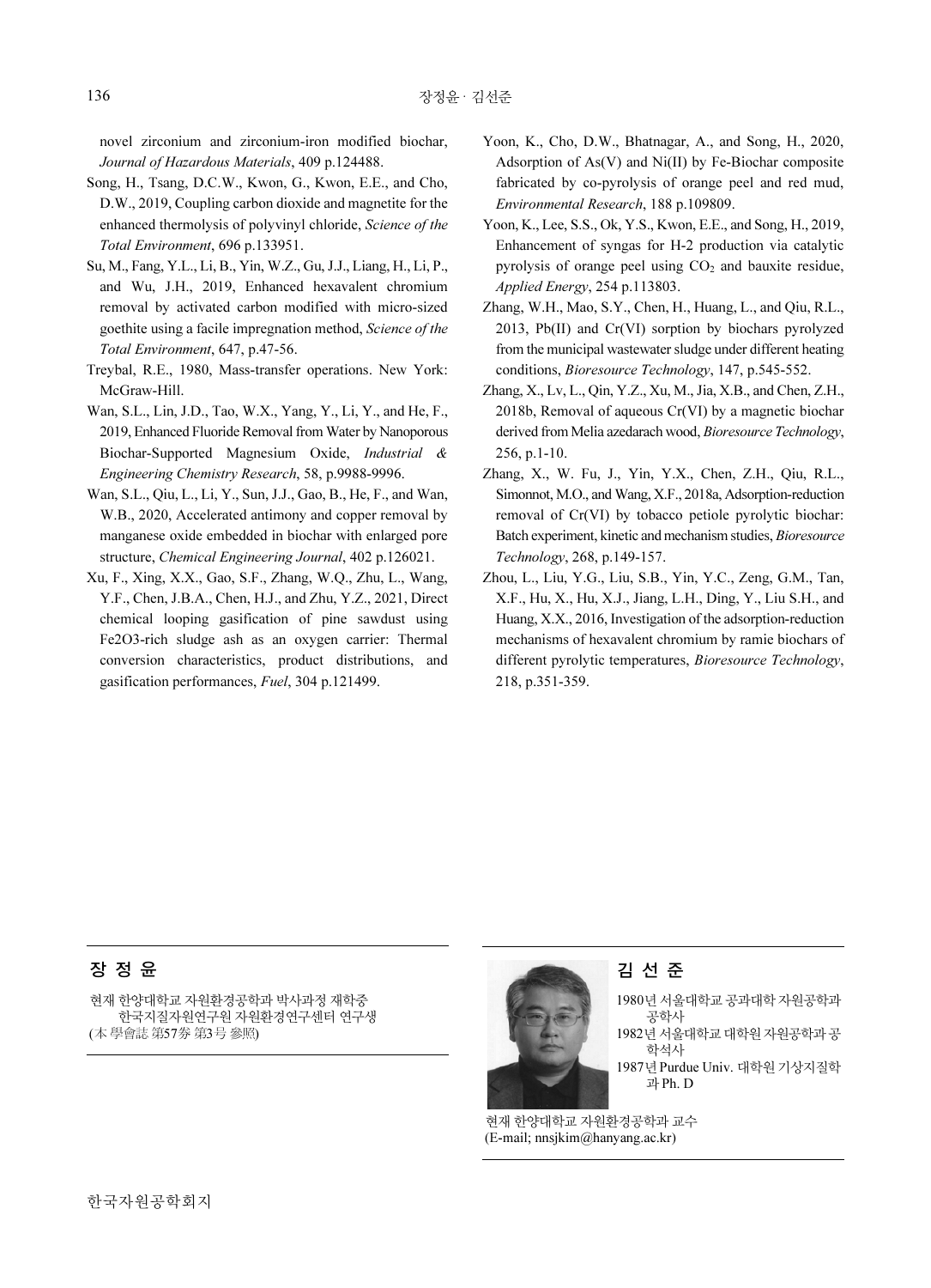novel zirconium and zirconium-iron modified biochar, *Journal of Hazardous Materials*, 409 p.124488.

Song, H., Tsang, D.C.W., Kwon, G., Kwon, E.E., and Cho, D.W., 2019, Coupling carbon dioxide and magnetite for the enhanced thermolysis of polyvinyl chloride, *Science of the Total Environment*, 696 p.133951.

Su, M., Fang, Y.L., Li, B., Yin, W.Z., Gu, J.J., Liang, H., Li, P., and Wu, J.H., 2019, Enhanced hexavalent chromium removal by activated carbon modified with micro-sized goethite using a facile impregnation method, *Science of the Total Environment*, 647, p.47-56.

Treybal, R.E., 1980, Mass-transfer operations. New York: McGraw-Hill.

Wan, S.L., Lin, J.D., Tao, W.X., Yang, Y., Li, Y., and He, F., 2019, Enhanced Fluoride Removal from Water by Nanoporous Biochar-Supported Magnesium Oxide, *Industrial & Engineering Chemistry Research*, 58, p.9988-9996.

Wan, S.L., Qiu, L., Li, Y., Sun, J.J., Gao, B., He, F., and Wan, W.B., 2020, Accelerated antimony and copper removal by manganese oxide embedded in biochar with enlarged pore structure, *Chemical Engineering Journal*, 402 p.126021.

Xu, F., Xing, X.X., Gao, S.F., Zhang, W.Q., Zhu, L., Wang, Y.F., Chen, J.B.A., Chen, H.J., and Zhu, Y.Z., 2021, Direct chemical looping gasification of pine sawdust using Fe2O3-rich sludge ash as an oxygen carrier: Thermal conversion characteristics, product distributions, and gasification performances, *Fuel*, 304 p.121499.

Yoon, K., Cho, D.W., Bhatnagar, A., and Song, H., 2020, Adsorption of As(V) and Ni(II) by Fe-Biochar composite fabricated by co-pyrolysis of orange peel and red mud, *Environmental Research*, 188 p.109809.

Yoon, K., Lee, S.S., Ok, Y.S., Kwon, E.E., and Song, H., 2019, Enhancement of syngas for H-2 production via catalytic pyrolysis of orange peel using $CO_2$ and bauxite residue, *Applied Energy*, 254 p.113803.

Zhang, W.H., Mao, S.Y., Chen, H., Huang, L., and Qiu, R.L., 2013, Pb(II) and Cr(VI) sorption by biochars pyrolyzed from the municipal wastewater sludge under different heating conditions, *Bioresource Technology*, 147, p.545-552.

Zhang, X., Lv, L., Qin, Y.Z., Xu, M., Jia, X.B., and Chen, Z.H., 2018b, Removal of aqueous Cr(VI) by a magnetic biochar derived from Melia azedarach wood, *Bioresource Technology*, 256, p.1-10.

Zhang, X., W. Fu, J., Yin, Y.X., Chen, Z.H., Qiu, R.L., Simonnot, M.O., and Wang, X.F., 2018a, Adsorption-reduction removal of Cr(VI) by tobacco petiole pyrolytic biochar: Batch experiment, kinetic and mechanism studies, *Bioresource Technology*, 268, p.149-157.

Zhou, L., Liu, Y.G., Liu, S.B., Yin, Y.C., Zeng, G.M., Tan, X.F., Hu, X., Hu, X.J., Jiang, L.H., Ding, Y., Liu S.H., and Huang, X.X., 2016, Investigation of the adsorption-reduction mechanisms of hexavalent chromium by ramie biochars of different pyrolytic temperatures, *Bioresource Technology*, 218, p.351-359.

---

**장 정 윤**

현재 한양대학교 자원환경공학과 박사과정 재학중
한국지질자원연구원 자원환경연구센터 연구생
(本 學會誌 第57券 第3号 參照)

---

**김 선 준**

1980년 서울대학교 공과대학 자원공학과 공학사
1982년 서울대학교 대학원 자원공학과 공학석사
1987년 Purdue Univ. 대학원 기상지질학과 Ph. D

현재 한양대학교 자원환경공학과 교수
(E-mail; nnsjkim@hanyang.ac.kr)